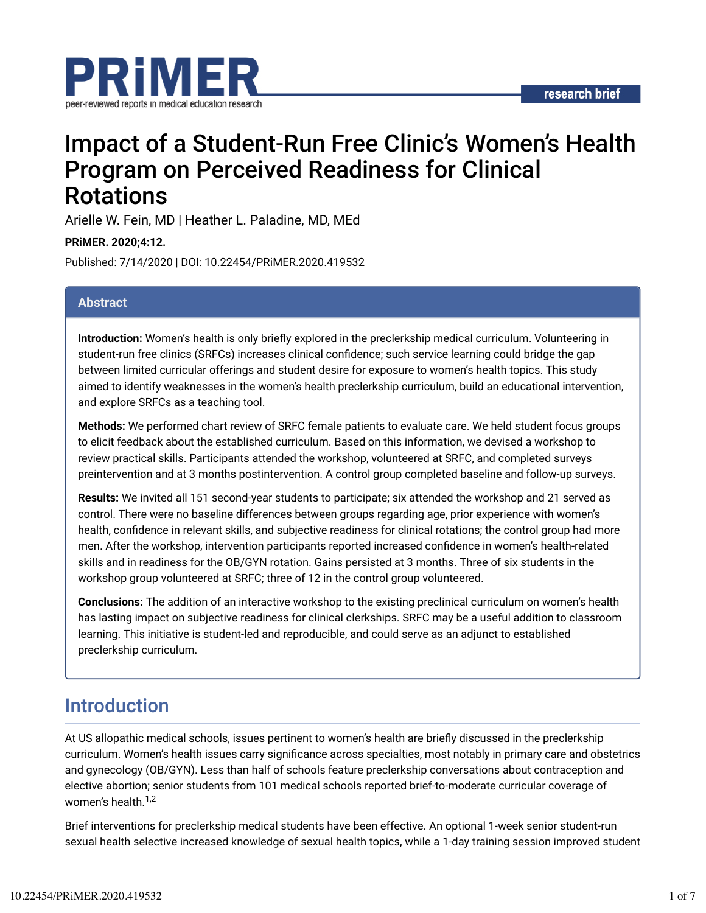PRiMER

peer-reviewed reports in medical education research

research brief

# Impact of a Student-Run Free Clinic's Women's Health Program on Perceived Readiness for Clinical Rotations

Arielle W. Fein, MD | Heather L. Paladine, MD, MEd

**PRiMER. 2020;4:12.**

Published: 7/14/2020 | DOI: 10.22454/PRiMER.2020.419532

## Abstract

**Introduction:** Women's health is only briefly explored in the preclerkship medical curriculum. Volunteering in student-run free clinics (SRFCs) increases clinical confidence; such service learning could bridge the gap between limited curricular offerings and student desire for exposure to women's health topics. This study aimed to identify weaknesses in the women's health preclerkship curriculum, build an educational intervention, and explore SRFCs as a teaching tool.

**Methods:** We performed chart review of SRFC female patients to evaluate care. We held student focus groups to elicit feedback about the established curriculum. Based on this information, we devised a workshop to review practical skills. Participants attended the workshop, volunteered at SRFC, and completed surveys preintervention and at 3 months postintervention. A control group completed baseline and follow-up surveys.

**Results:** We invited all 151 second-year students to participate; six attended the workshop and 21 served as control. There were no baseline differences between groups regarding age, prior experience with women's health, confidence in relevant skills, and subjective readiness for clinical rotations; the control group had more men. After the workshop, intervention participants reported increased confidence in women's health-related skills and in readiness for the OB/GYN rotation. Gains persisted at 3 months. Three of six students in the workshop group volunteered at SRFC; three of 12 in the control group volunteered.

**Conclusions:** The addition of an interactive workshop to the existing preclinical curriculum on women's health has lasting impact on subjective readiness for clinical clerkships. SRFC may be a useful addition to classroom learning. This initiative is student-led and reproducible, and could serve as an adjunct to established preclerkship curriculum.

## Introduction

At US allopathic medical schools, issues pertinent to women's health are briefly discussed in the preclerkship curriculum. Women's health issues carry significance across specialties, most notably in primary care and obstetrics and gynecology (OB/GYN). Less than half of schools feature preclerkship conversations about contraception and elective abortion; senior students from 101 medical schools reported brief-to-moderate curricular coverage of women's health.[1,2]

Brief interventions for preclerkship medical students have been effective. An optional 1-week senior student-run sexual health selective increased knowledge of sexual health topics, while a 1-day training session improved student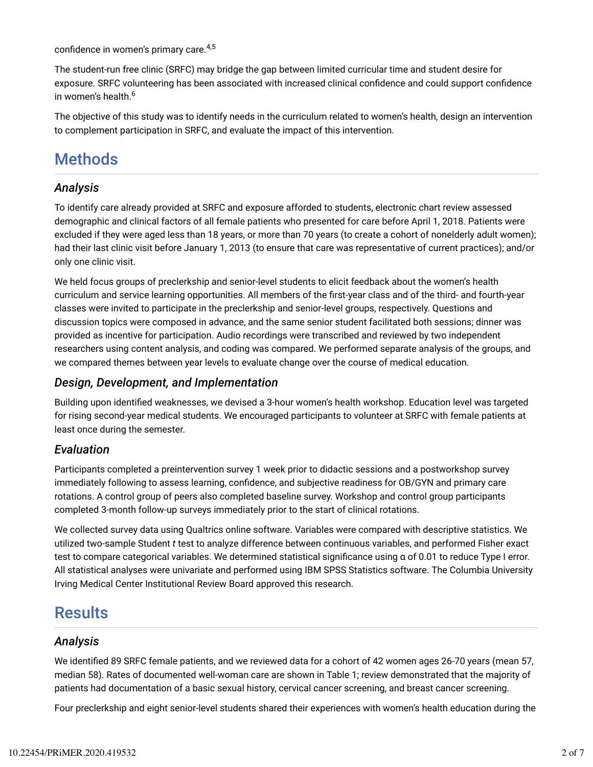confidence in women's primary care.[4,5]

The student-run free clinic (SRFC) may bridge the gap between limited curricular time and student desire for exposure. SRFC volunteering has been associated with increased clinical confidence and could support confidence in women's health.[6]

The objective of this study was to identify needs in the curriculum related to women's health, design an intervention to complement participation in SRFC, and evaluate the impact of this intervention.

# Methods

### *Analysis*

To identify care already provided at SRFC and exposure afforded to students, electronic chart review assessed demographic and clinical factors of all female patients who presented for care before April 1, 2018. Patients were excluded if they were aged less than 18 years, or more than 70 years (to create a cohort of nonelderly adult women); had their last clinic visit before January 1, 2013 (to ensure that care was representative of current practices); and/or only one clinic visit.

We held focus groups of preclerkship and senior-level students to elicit feedback about the women's health curriculum and service learning opportunities. All members of the first-year class and of the third- and fourth-year classes were invited to participate in the preclerkship and senior-level groups, respectively. Questions and discussion topics were composed in advance, and the same senior student facilitated both sessions; dinner was provided as incentive for participation. Audio recordings were transcribed and reviewed by two independent researchers using content analysis, and coding was compared. We performed separate analysis of the groups, and we compared themes between year levels to evaluate change over the course of medical education.

### *Design, Development, and Implementation*

Building upon identified weaknesses, we devised a 3-hour women's health workshop. Education level was targeted for rising second-year medical students. We encouraged participants to volunteer at SRFC with female patients at least once during the semester.

### *Evaluation*

Participants completed a preintervention survey 1 week prior to didactic sessions and a postworkshop survey immediately following to assess learning, confidence, and subjective readiness for OB/GYN and primary care rotations. A control group of peers also completed baseline survey. Workshop and control group participants completed 3-month follow-up surveys immediately prior to the start of clinical rotations.

We collected survey data using Qualtrics online software. Variables were compared with descriptive statistics. We utilized two-sample Student *t* test to analyze difference between continuous variables, and performed Fisher exact test to compare categorical variables. We determined statistical significance using $\alpha$ of 0.01 to reduce Type I error. All statistical analyses were univariate and performed using IBM SPSS Statistics software. The Columbia University Irving Medical Center Institutional Review Board approved this research.

# Results

### *Analysis*

We identified 89 SRFC female patients, and we reviewed data for a cohort of 42 women ages 26-70 years (mean 57, median 58). Rates of documented well-woman care are shown in Table 1; review demonstrated that the majority of patients had documentation of a basic sexual history, cervical cancer screening, and breast cancer screening.

Four preclerkship and eight senior-level students shared their experiences with women's health education during the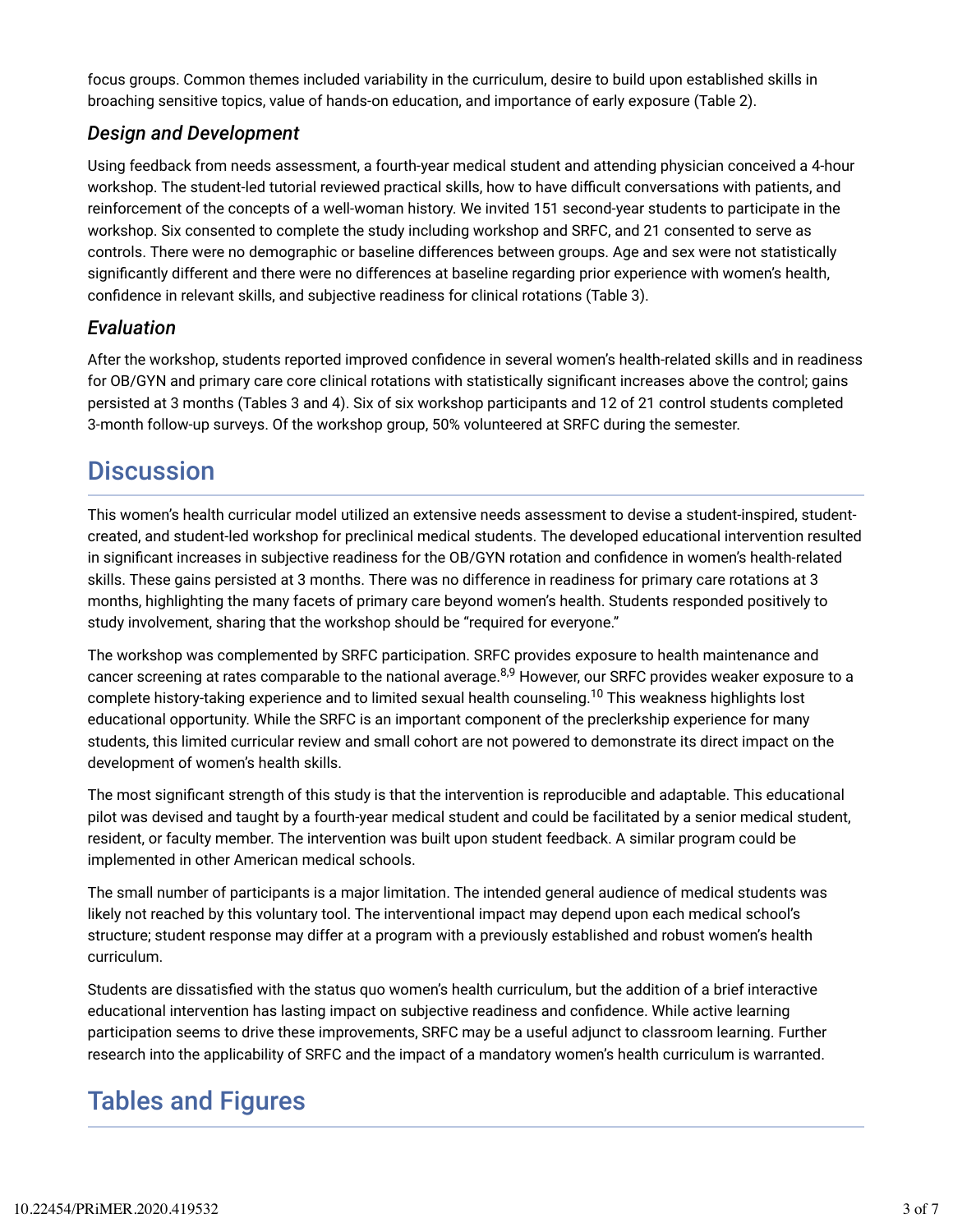focus groups. Common themes included variability in the curriculum, desire to build upon established skills in broaching sensitive topics, value of hands-on education, and importance of early exposure (Table 2).

### *Design and Development*

Using feedback from needs assessment, a fourth-year medical student and attending physician conceived a 4-hour workshop. The student-led tutorial reviewed practical skills, how to have difficult conversations with patients, and reinforcement of the concepts of a well-woman history. We invited 151 second-year students to participate in the workshop. Six consented to complete the study including workshop and SRFC, and 21 consented to serve as controls. There were no demographic or baseline differences between groups. Age and sex were not statistically significantly different and there were no differences at baseline regarding prior experience with women's health, confidence in relevant skills, and subjective readiness for clinical rotations (Table 3).

### *Evaluation*

After the workshop, students reported improved confidence in several women's health-related skills and in readiness for OB/GYN and primary care core clinical rotations with statistically significant increases above the control; gains persisted at 3 months (Tables 3 and 4). Six of six workshop participants and 12 of 21 control students completed 3-month follow-up surveys. Of the workshop group, 50% volunteered at SRFC during the semester.

## Discussion

This women's health curricular model utilized an extensive needs assessment to devise a student-inspired, student-created, and student-led workshop for preclinical medical students. The developed educational intervention resulted in significant increases in subjective readiness for the OB/GYN rotation and confidence in women's health-related skills. These gains persisted at 3 months. There was no difference in readiness for primary care rotations at 3 months, highlighting the many facets of primary care beyond women's health. Students responded positively to study involvement, sharing that the workshop should be "required for everyone."

The workshop was complemented by SRFC participation. SRFC provides exposure to health maintenance and cancer screening at rates comparable to the national average.[8,9] However, our SRFC provides weaker exposure to a complete history-taking experience and to limited sexual health counseling.[10] This weakness highlights lost educational opportunity. While the SRFC is an important component of the preclerkship experience for many students, this limited curricular review and small cohort are not powered to demonstrate its direct impact on the development of women's health skills.

The most significant strength of this study is that the intervention is reproducible and adaptable. This educational pilot was devised and taught by a fourth-year medical student and could be facilitated by a senior medical student, resident, or faculty member. The intervention was built upon student feedback. A similar program could be implemented in other American medical schools.

The small number of participants is a major limitation. The intended general audience of medical students was likely not reached by this voluntary tool. The interventional impact may depend upon each medical school's structure; student response may differ at a program with a previously established and robust women's health curriculum.

Students are dissatisfied with the status quo women's health curriculum, but the addition of a brief interactive educational intervention has lasting impact on subjective readiness and confidence. While active learning participation seems to drive these improvements, SRFC may be a useful adjunct to classroom learning. Further research into the applicability of SRFC and the impact of a mandatory women's health curriculum is warranted.

## Tables and Figures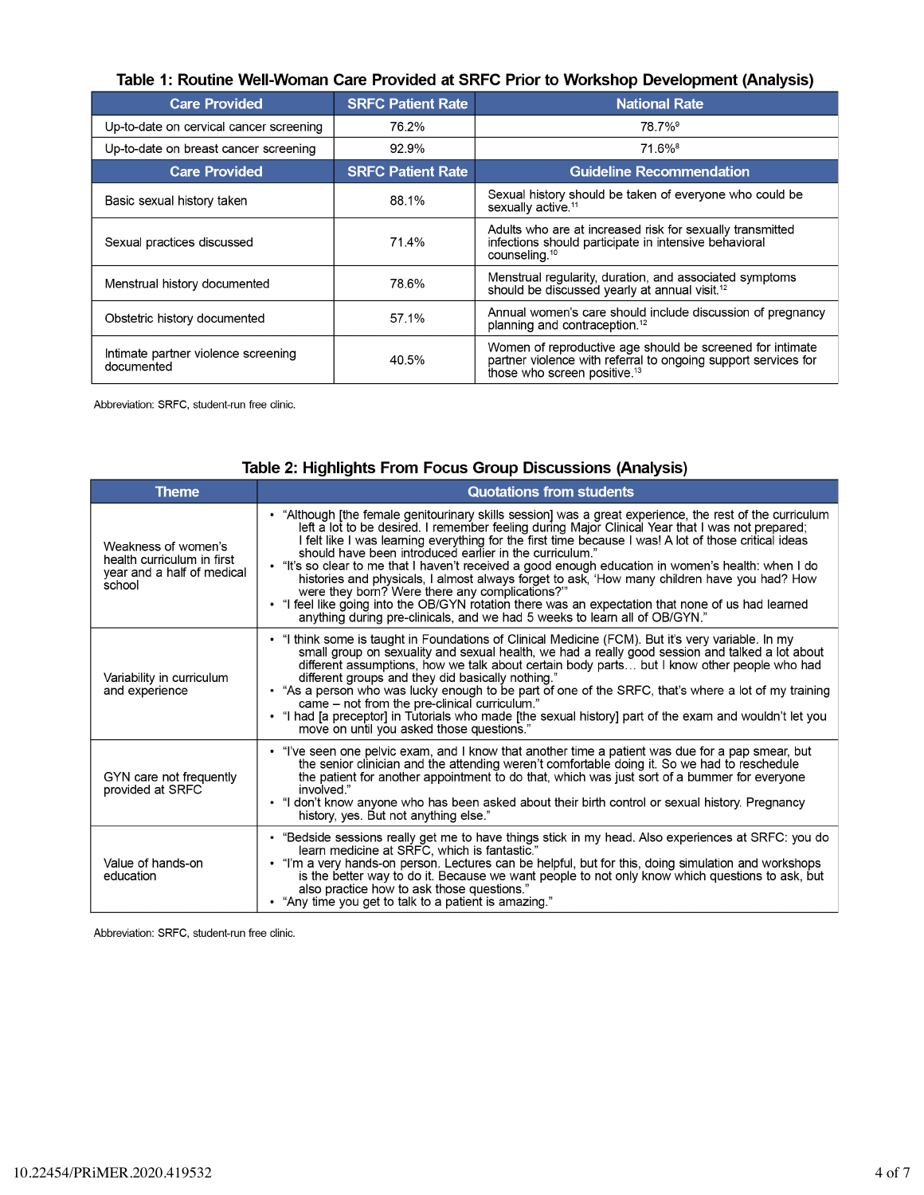**Table 1: Routine Well-Woman Care Provided at SRFC Prior to Workshop Development (Analysis)**

| Care Provided | SRFC Patient Rate | National Rate |
|---|---|---|
| Up-to-date on cervical cancer screening | 76.2% | 78.7%[9] |
| Up-to-date on breast cancer screening | 92.9% | 71.6%[8] |
| **Care Provided** | **SRFC Patient Rate** | **Guideline Recommendation** |
| Basic sexual history taken | 88.1% | Sexual history should be taken of everyone who could be sexually active.[11] |
| Sexual practices discussed | 71.4% | Adults who are at increased risk for sexually transmitted infections should participate in intensive behavioral counseling.[10] |
| Menstrual history documented | 78.6% | Menstrual regularity, duration, and associated symptoms should be discussed yearly at annual visit.[12] |
| Obstetric history documented | 57.1% | Annual women's care should include discussion of pregnancy planning and contraception.[12] |
| Intimate partner violence screening documented | 40.5% | Women of reproductive age should be screened for intimate partner violence with referral to ongoing support services for those who screen positive.[13] |

Abbreviation: SRFC, student-run free clinic.

**Table 2: Highlights From Focus Group Discussions (Analysis)**

| Theme | Quotations from students |
|---|---|
| Weakness of women's health curriculum in first year and a half of medical school | • "Although [the female genitourinary skills session] was a great experience, the rest of the curriculum left a lot to be desired. I remember feeling during Major Clinical Year that I was not prepared; I felt like I was learning everything for the first time because I was! A lot of those critical ideas should have been introduced earlier in the curriculum." • "It's so clear to me that I haven't received a good enough education in women's health: when I do histories and physicals, I almost always forget to ask, 'How many children have you had? How were they born? Were there any complications?'" • "I feel like going into the OB/GYN rotation there was an expectation that none of us had learned anything during pre-clinicals, and we had 5 weeks to learn all of OB/GYN." |
| Variability in curriculum and experience | • "I think some is taught in Foundations of Clinical Medicine (FCM). But it's very variable. In my small group on sexuality and sexual health, we had a really good session and talked a lot about different assumptions, how we talk about certain body parts… but I know other people who had different groups and they did basically nothing." • "As a person who was lucky enough to be part of one of the SRFC, that's where a lot of my training came – not from the pre-clinical curriculum." • "I had [a preceptor] in Tutorials who made [the sexual history] part of the exam and wouldn't let you move on until you asked those questions." |
| GYN care not frequently provided at SRFC | • "I've seen one pelvic exam, and I know that another time a patient was due for a pap smear, but the senior clinician and the attending weren't comfortable doing it. So we had to reschedule the patient for another appointment to do that, which was just sort of a bummer for everyone involved." • "I don't know anyone who has been asked about their birth control or sexual history. Pregnancy history, yes. But not anything else." |
| Value of hands-on education | • "Bedside sessions really get me to have things stick in my head. Also experiences at SRFC: you do learn medicine at SRFC, which is fantastic." • "I'm a very hands-on person. Lectures can be helpful, but for this, doing simulation and workshops is the better way to do it. Because we want people to not only know which questions to ask, but also practice how to ask those questions." • "Any time you get to talk to a patient is amazing." |

Abbreviation: SRFC, student-run free clinic.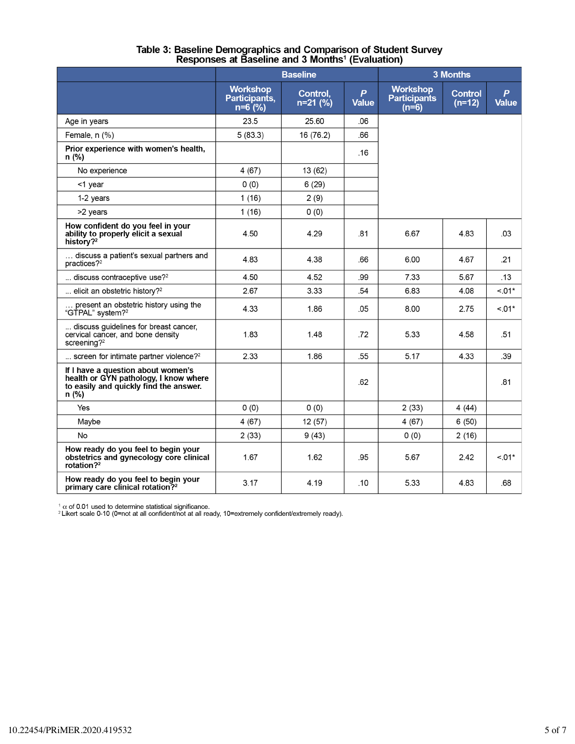**Table 3: Baseline Demographics and Comparison of Student Survey Responses at Baseline and 3 Months[1] (Evaluation)**

| | Baseline | | | 3 Months | | |
|---|---|---|---|---|---|---|
| | Workshop Participants, n=6 (%) | Control, n=21 (%) | *P* Value | Workshop Participants (n=6) | Control (n=12) | *P* Value |
| Age in years | 23.5 | 25.60 | .06 | | | |
| Female, n (%) | 5 (83.3) | 16 (76.2) | .66 | | | |
| **Prior experience with women's health, n (%)** | | | .16 | | | |
| No experience | 4 (67) | 13 (62) | | | | |
| <1 year | 0 (0) | 6 (29) | | | | |
| 1-2 years | 1 (16) | 2 (9) | | | | |
| >2 years | 1 (16) | 0 (0) | | | | |
| **How confident do you feel in your ability to properly elicit a sexual history?[2]** | 4.50 | 4.29 | .81 | 6.67 | 4.83 | .03 |
| … discuss a patient's sexual partners and practices?[2] | 4.83 | 4.38 | .66 | 6.00 | 4.67 | .21 |
| ... discuss contraceptive use?[2] | 4.50 | 4.52 | .99 | 7.33 | 5.67 | .13 |
| ... elicit an obstetric history?[2] | 2.67 | 3.33 | .54 | 6.83 | 4.08 | <.01* |
| … present an obstetric history using the "GTPAL" system?[2] | 4.33 | 1.86 | .05 | 8.00 | 2.75 | <.01* |
| ... discuss guidelines for breast cancer, cervical cancer, and bone density screening?[2] | 1.83 | 1.48 | .72 | 5.33 | 4.58 | .51 |
| ... screen for intimate partner violence?[2] | 2.33 | 1.86 | .55 | 5.17 | 4.33 | .39 |
| **If I have a question about women's health or GYN pathology, I know where to easily and quickly find the answer. n (%)** | | | .62 | | | .81 |
| Yes | 0 (0) | 0 (0) | | 2 (33) | 4 (44) | |
| Maybe | 4 (67) | 12 (57) | | 4 (67) | 6 (50) | |
| No | 2 (33) | 9 (43) | | 0 (0) | 2 (16) | |
| **How ready do you feel to begin your obstetrics and gynecology core clinical rotation?[2]** | 1.67 | 1.62 | .95 | 5.67 | 2.42 | <.01* |
| **How ready do you feel to begin your primary care clinical rotation?[2]** | 3.17 | 4.19 | .10 | 5.33 | 4.83 | .68 |

[1] $\alpha$ of 0.01 used to determine statistical significance.
[2] Likert scale 0-10 (0=not at all confident/not at all ready, 10=extremely confident/extremely ready).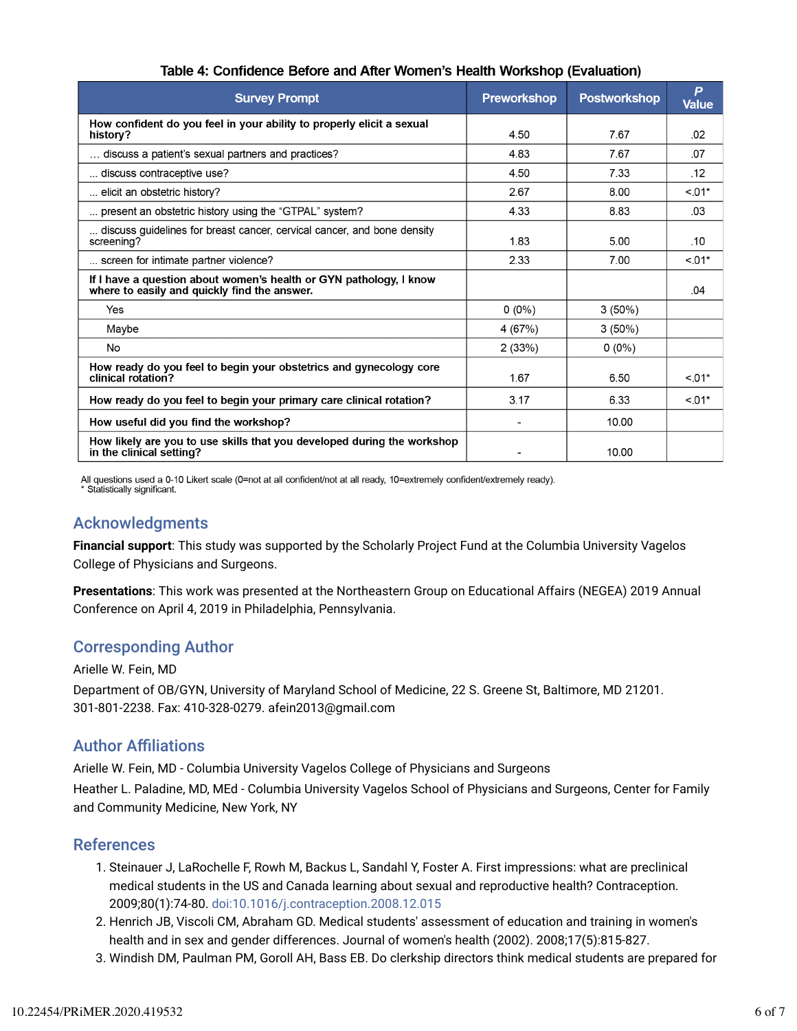**Table 4: Confidence Before and After Women's Health Workshop (Evaluation)**

| Survey Prompt | Preworkshop | Postworkshop | *P* Value |
|---|---|---|---|
| **How confident do you feel in your ability to properly elicit a sexual history?** | 4.50 | 7.67 | .02 |
| … discuss a patient's sexual partners and practices? | 4.83 | 7.67 | .07 |
| ... discuss contraceptive use? | 4.50 | 7.33 | .12 |
| ... elicit an obstetric history? | 2.67 | 8.00 | <.01* |
| ... present an obstetric history using the "GTPAL" system? | 4.33 | 8.83 | .03 |
| ... discuss guidelines for breast cancer, cervical cancer, and bone density screening? | 1.83 | 5.00 | .10 |
| … screen for intimate partner violence? | 2.33 | 7.00 | <.01* |
| **If I have a question about women's health or GYN pathology, I know where to easily and quickly find the answer.** | | | .04 |
| Yes | 0 (0%) | 3 (50%) | |
| Maybe | 4 (67%) | 3 (50%) | |
| No | 2 (33%) | 0 (0%) | |
| **How ready do you feel to begin your obstetrics and gynecology core clinical rotation?** | 1.67 | 6.50 | <.01* |
| **How ready do you feel to begin your primary care clinical rotation?** | 3.17 | 6.33 | <.01* |
| **How useful did you find the workshop?** | - | 10.00 | |
| **How likely are you to use skills that you developed during the workshop in the clinical setting?** | - | 10.00 | |

All questions used a 0-10 Likert scale (0=not at all confident/not at all ready, 10=extremely confident/extremely ready).
\* Statistically significant.

## Acknowledgments

**Financial support**: This study was supported by the Scholarly Project Fund at the Columbia University Vagelos College of Physicians and Surgeons.

**Presentations**: This work was presented at the Northeastern Group on Educational Affairs (NEGEA) 2019 Annual Conference on April 4, 2019 in Philadelphia, Pennsylvania.

## Corresponding Author

Arielle W. Fein, MD

Department of OB/GYN, University of Maryland School of Medicine, 22 S. Greene St, Baltimore, MD 21201. 301-801-2238. Fax: 410-328-0279. afein2013@gmail.com

## Author Affiliations

Arielle W. Fein, MD - Columbia University Vagelos College of Physicians and Surgeons

Heather L. Paladine, MD, MEd - Columbia University Vagelos School of Physicians and Surgeons, Center for Family and Community Medicine, New York, NY

## References

1. Steinauer J, LaRochelle F, Rowh M, Backus L, Sandahl Y, Foster A. First impressions: what are preclinical medical students in the US and Canada learning about sexual and reproductive health? Contraception. 2009;80(1):74-80. doi:10.1016/j.contraception.2008.12.015
2. Henrich JB, Viscoli CM, Abraham GD. Medical students' assessment of education and training in women's health and in sex and gender differences. Journal of women's health (2002). 2008;17(5):815-827.
3. Windish DM, Paulman PM, Goroll AH, Bass EB. Do clerkship directors think medical students are prepared for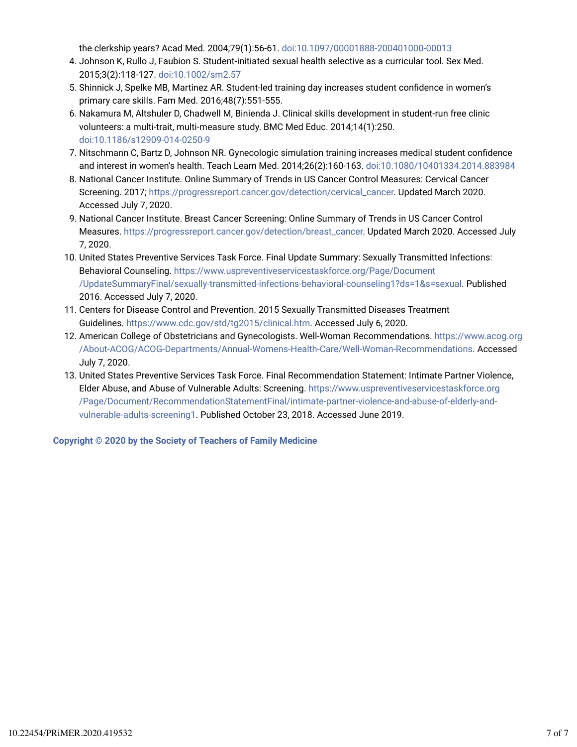the clerkship years? Acad Med. 2004;79(1):56-61. doi:10.1097/00001888-200401000-00013

4. Johnson K, Rullo J, Faubion S. Student-initiated sexual health selective as a curricular tool. Sex Med. 2015;3(2):118-127. doi:10.1002/sm2.57
5. Shinnick J, Spelke MB, Martinez AR. Student-led training day increases student confidence in women's primary care skills. Fam Med. 2016;48(7):551-555.
6. Nakamura M, Altshuler D, Chadwell M, Binienda J. Clinical skills development in student-run free clinic volunteers: a multi-trait, multi-measure study. BMC Med Educ. 2014;14(1):250. doi:10.1186/s12909-014-0250-9
7. Nitschmann C, Bartz D, Johnson NR. Gynecologic simulation training increases medical student confidence and interest in women's health. Teach Learn Med. 2014;26(2):160-163. doi:10.1080/10401334.2014.883984
8. National Cancer Institute. Online Summary of Trends in US Cancer Control Measures: Cervical Cancer Screening. 2017; https://progressreport.cancer.gov/detection/cervical_cancer. Updated March 2020. Accessed July 7, 2020.
9. National Cancer Institute. Breast Cancer Screening: Online Summary of Trends in US Cancer Control Measures. https://progressreport.cancer.gov/detection/breast_cancer. Updated March 2020. Accessed July 7, 2020.
10. United States Preventive Services Task Force. Final Update Summary: Sexually Transmitted Infections: Behavioral Counseling. https://www.uspreventiveservicestaskforce.org/Page/Document/UpdateSummaryFinal/sexually-transmitted-infections-behavioral-counseling1?ds=1&s=sexual. Published 2016. Accessed July 7, 2020.
11. Centers for Disease Control and Prevention. 2015 Sexually Transmitted Diseases Treatment Guidelines. https://www.cdc.gov/std/tg2015/clinical.htm. Accessed July 6, 2020.
12. American College of Obstetricians and Gynecologists. Well-Woman Recommendations. https://www.acog.org/About-ACOG/ACOG-Departments/Annual-Womens-Health-Care/Well-Woman-Recommendations. Accessed July 7, 2020.
13. United States Preventive Services Task Force. Final Recommendation Statement: Intimate Partner Violence, Elder Abuse, and Abuse of Vulnerable Adults: Screening. https://www.uspreventiveservicestaskforce.org/Page/Document/RecommendationStatementFinal/intimate-partner-violence-and-abuse-of-elderly-and-vulnerable-adults-screening1. Published October 23, 2018. Accessed June 2019.

**Copyright © 2020 by the Society of Teachers of Family Medicine**